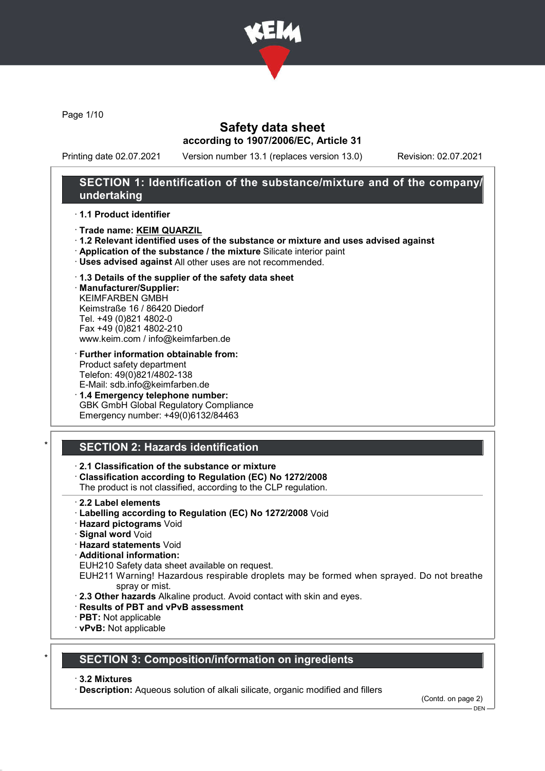# Safety data sheet

**according to 1907/2006/EC, Article 31**

Printing date 02.07.2021    Version number 13.1 (replaces version 13.0)    Revision: 02.07.2021

## SECTION 1: Identification of the substance/mixture and of the company/ undertaking

· **1.1 Product identifier**

· **Trade name: KEIM QUARZIL**

· **1.2 Relevant identified uses of the substance or mixture and uses advised against**

· **Application of the substance / the mixture** Silicate interior paint

· **Uses advised against** All other uses are not recommended.

· **1.3 Details of the supplier of the safety data sheet**

· **Manufacturer/Supplier:**
KEIMFARBEN GMBH
Keimstraße 16 / 86420 Diedorf
Tel. +49 (0)821 4802-0
Fax +49 (0)821 4802-210
www.keim.com / info@keimfarben.de

· **Further information obtainable from:**
Product safety department
Telefon: 49(0)821/4802-138
E-Mail: sdb.info@keimfarben.de

· **1.4 Emergency telephone number:**
GBK GmbH Global Regulatory Compliance
Emergency number: +49(0)6132/84463

## * SECTION 2: Hazards identification

· **2.1 Classification of the substance or mixture**

· **Classification according to Regulation (EC) No 1272/2008**
The product is not classified, according to the CLP regulation.

· **2.2 Label elements**

· **Labelling according to Regulation (EC) No 1272/2008** Void

· **Hazard pictograms** Void

· **Signal word** Void

· **Hazard statements** Void

· **Additional information:**
EUH210 Safety data sheet available on request.
EUH211 Warning! Hazardous respirable droplets may be formed when sprayed. Do not breathe spray or mist.

· **2.3 Other hazards** Alkaline product. Avoid contact with skin and eyes.

· **Results of PBT and vPvB assessment**

· **PBT:** Not applicable

· **vPvB:** Not applicable

## * SECTION 3: Composition/information on ingredients

· **3.2 Mixtures**

· **Description:** Aqueous solution of alkali silicate, organic modified and fillers

(Contd. on page 2)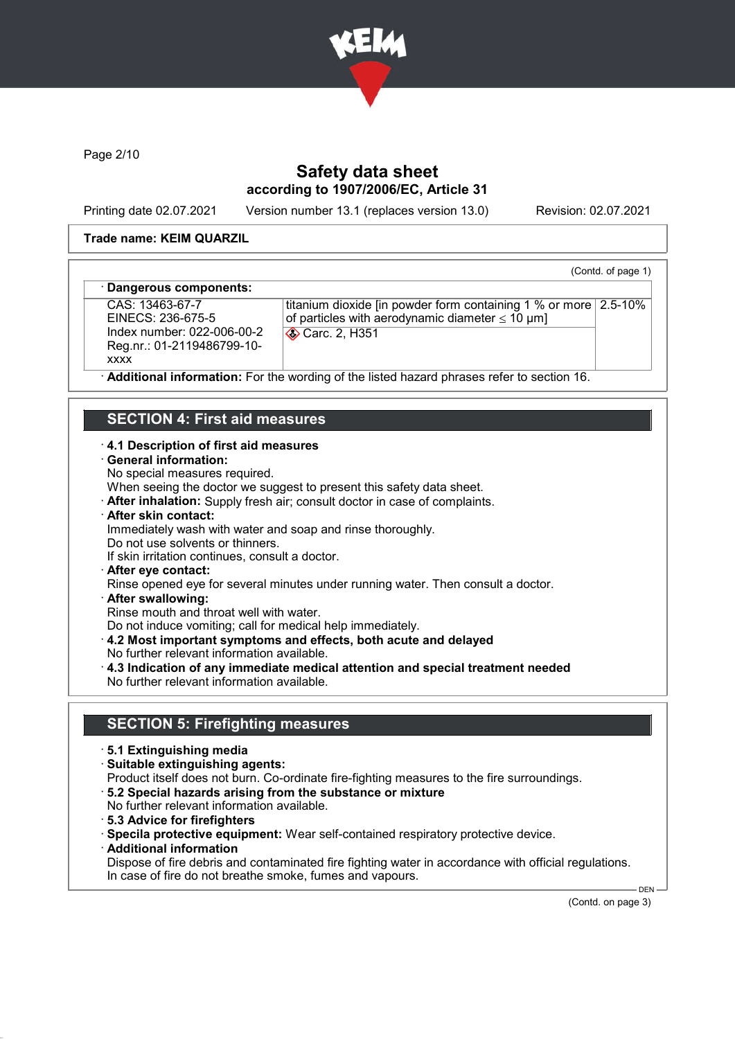Trade name: KEIM QUARZIL

(Contd. of page 1)

· **Dangerous components:**

| | | |
|---|---|---|
| CAS: 13463-67-7<br>EINECS: 236-675-5<br>Index number: 022-006-00-2<br>Reg.nr.: 01-2119486799-10-xxxx | titanium dioxide [in powder form containing 1 % or more of particles with aerodynamic diameter ≤ 10 μm]<br>Carc. 2, H351 | 2.5-10% |

· **Additional information:** For the wording of the listed hazard phrases refer to section 16.

## SECTION 4: First aid measures

· **4.1 Description of first aid measures**

· **General information:**
No special measures required.
When seeing the doctor we suggest to present this safety data sheet.

· **After inhalation:** Supply fresh air; consult doctor in case of complaints.

· **After skin contact:**
Immediately wash with water and soap and rinse thoroughly.
Do not use solvents or thinners.
If skin irritation continues, consult a doctor.

· **After eye contact:**
Rinse opened eye for several minutes under running water. Then consult a doctor.

· **After swallowing:**
Rinse mouth and throat well with water.
Do not induce vomiting; call for medical help immediately.

· **4.2 Most important symptoms and effects, both acute and delayed**
No further relevant information available.

· **4.3 Indication of any immediate medical attention and special treatment needed**
No further relevant information available.

## SECTION 5: Firefighting measures

· **5.1 Extinguishing media**

· **Suitable extinguishing agents:**
Product itself does not burn. Co-ordinate fire-fighting measures to the fire surroundings.

· **5.2 Special hazards arising from the substance or mixture**
No further relevant information available.

· **5.3 Advice for firefighters**

· **Specila protective equipment:** Wear self-contained respiratory protective device.

· **Additional information**
Dispose of fire debris and contaminated fire fighting water in accordance with official regulations.
In case of fire do not breathe smoke, fumes and vapours.

(Contd. on page 3)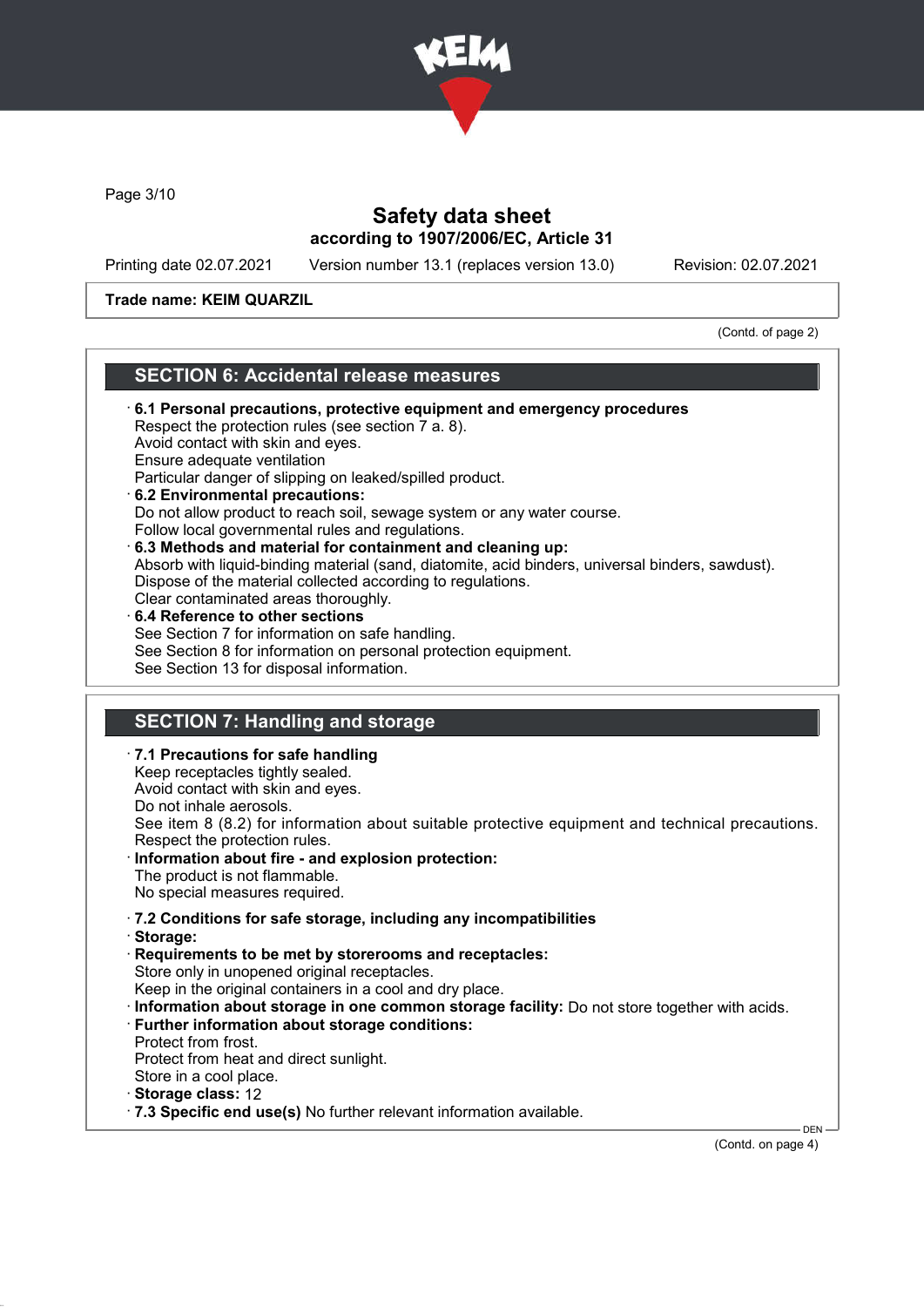**Trade name: KEIM QUARZIL**

(Contd. of page 2)

## SECTION 6: Accidental release measures

· **6.1 Personal precautions, protective equipment and emergency procedures**
Respect the protection rules (see section 7 a. 8).
Avoid contact with skin and eyes.
Ensure adequate ventilation
Particular danger of slipping on leaked/spilled product.

· **6.2 Environmental precautions:**
Do not allow product to reach soil, sewage system or any water course.
Follow local governmental rules and regulations.

· **6.3 Methods and material for containment and cleaning up:**
Absorb with liquid-binding material (sand, diatomite, acid binders, universal binders, sawdust).
Dispose of the material collected according to regulations.
Clear contaminated areas thoroughly.

· **6.4 Reference to other sections**
See Section 7 for information on safe handling.
See Section 8 for information on personal protection equipment.
See Section 13 for disposal information.

## SECTION 7: Handling and storage

· **7.1 Precautions for safe handling**
Keep receptacles tightly sealed.
Avoid contact with skin and eyes.
Do not inhale aerosols.
See item 8 (8.2) for information about suitable protective equipment and technical precautions.
Respect the protection rules.

· **Information about fire - and explosion protection:**
The product is not flammable.
No special measures required.

· **7.2 Conditions for safe storage, including any incompatibilities**

· **Storage:**

· **Requirements to be met by storerooms and receptacles:**
Store only in unopened original receptacles.
Keep in the original containers in a cool and dry place.

· **Information about storage in one common storage facility:** Do not store together with acids.

· **Further information about storage conditions:**
Protect from frost.
Protect from heat and direct sunlight.
Store in a cool place.

· **Storage class:** 12

· **7.3 Specific end use(s)** No further relevant information available.

(Contd. on page 4)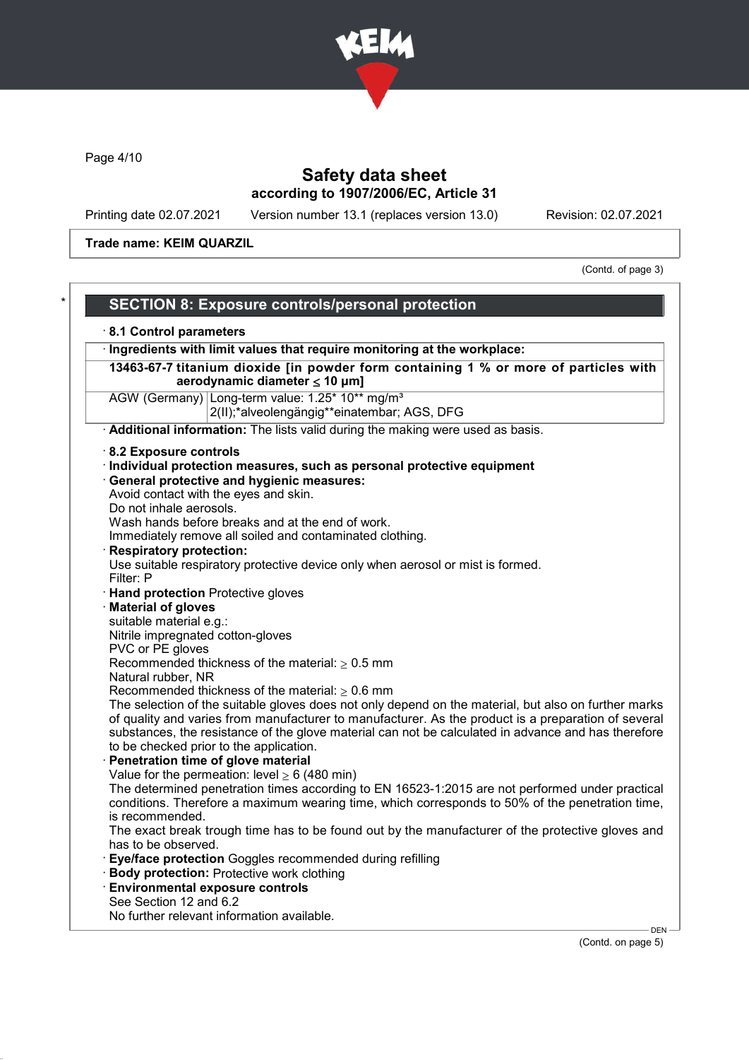**Trade name: KEIM QUARZIL**

(Contd. of page 3)

## SECTION 8: Exposure controls/personal protection

· **8.1 Control parameters**

| · **Ingredients with limit values that require monitoring at the workplace:** | |
|---|---|
| **13463-67-7 titanium dioxide [in powder form containing 1 % or more of particles with aerodynamic diameter ≤ 10 μm]** | |
| AGW (Germany) | Long-term value: 1.25* 10** mg/m³<br>2(II);*alveolengängig**einatembar; AGS, DFG |

· **Additional information:** The lists valid during the making were used as basis.

· **8.2 Exposure controls**
· **Individual protection measures, such as personal protective equipment**
· **General protective and hygienic measures:**
Avoid contact with the eyes and skin.
Do not inhale aerosols.
Wash hands before breaks and at the end of work.
Immediately remove all soiled and contaminated clothing.
· **Respiratory protection:**
Use suitable respiratory protective device only when aerosol or mist is formed.
Filter: P
· **Hand protection** Protective gloves
· **Material of gloves**
suitable material e.g.:
Nitrile impregnated cotton-gloves
PVC or PE gloves
Recommended thickness of the material: ≥ 0.5 mm
Natural rubber, NR
Recommended thickness of the material: ≥ 0.6 mm
The selection of the suitable gloves does not only depend on the material, but also on further marks of quality and varies from manufacturer to manufacturer. As the product is a preparation of several substances, the resistance of the glove material can not be calculated in advance and has therefore to be checked prior to the application.
· **Penetration time of glove material**
Value for the permeation: level ≥ 6 (480 min)
The determined penetration times according to EN 16523-1:2015 are not performed under practical conditions. Therefore a maximum wearing time, which corresponds to 50% of the penetration time, is recommended.
The exact break trough time has to be found out by the manufacturer of the protective gloves and has to be observed.
· **Eye/face protection** Goggles recommended during refilling
· **Body protection:** Protective work clothing
· **Environmental exposure controls**
See Section 12 and 6.2
No further relevant information available.

(Contd. on page 5)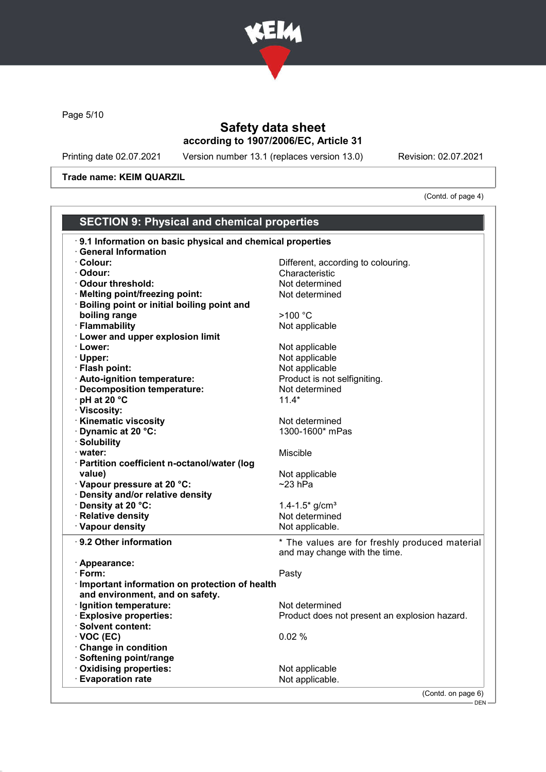# Safety data sheet
according to 1907/2006/EC, Article 31

Printing date 02.07.2021 Version number 13.1 (replaces version 13.0) Revision: 02.07.2021

**Trade name: KEIM QUARZIL**

(Contd. of page 4)

## SECTION 9: Physical and chemical properties

· **9.1 Information on basic physical and chemical properties**

· **General Information**

| | |
|---|---|
| · **Colour:** | Different, according to colouring. |
| · **Odour:** | Characteristic |
| · **Odour threshold:** | Not determined |
| · **Melting point/freezing point:** | Not determined |
| · **Boiling point or initial boiling point and boiling range** | >100 °C |
| · **Flammability** | Not applicable |
| · **Lower and upper explosion limit** | |
| · **Lower:** | Not applicable |
| · **Upper:** | Not applicable |
| · **Flash point:** | Not applicable |
| · **Auto-ignition temperature:** | Product is not selfigniting. |
| · **Decomposition temperature:** | Not determined |
| · **pH at 20 °C** | 11.4* |
| · **Viscosity:** | |
| · **Kinematic viscosity** | Not determined |
| · **Dynamic at 20 °C:** | 1300-1600* mPas |
| · **Solubility** | |
| · **water:** | Miscible |
| · **Partition coefficient n-octanol/water (log value)** | Not applicable |
| · **Vapour pressure at 20 °C:** | ~23 hPa |
| · **Density and/or relative density** | |
| · **Density at 20 °C:** | 1.4-1.5* g/cm³ |
| · **Relative density** | Not determined |
| · **Vapour density** | Not applicable. |

| | |
|---|---|
| · **9.2 Other information** | * The values are for freshly produced material and may change with the time. |
| · **Appearance:** | |
| · **Form:** | Pasty |
| · **Important information on protection of health and environment, and on safety.** | |
| · **Ignition temperature:** | Not determined |
| · **Explosive properties:** | Product does not present an explosion hazard. |
| · **Solvent content:** | |
| · **VOC (EC)** | 0.02 % |
| · **Change in condition** | |
| · **Softening point/range** | |
| · **Oxidising properties:** | Not applicable |
| · **Evaporation rate** | Not applicable. |

(Contd. on page 6)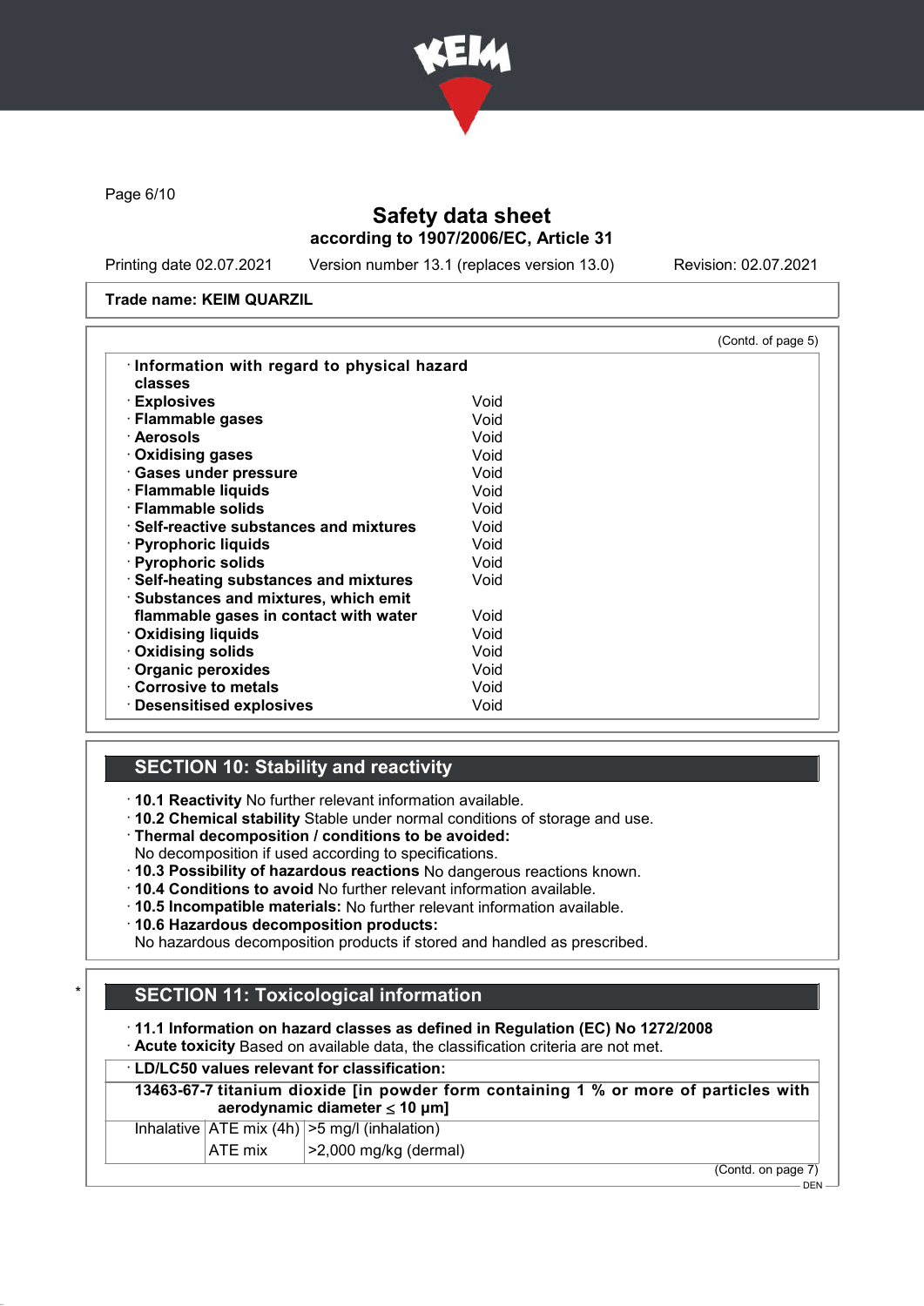**Trade name: KEIM QUARZIL**

(Contd. of page 5)

· **Information with regard to physical hazard classes**

| | |
|---|---|
| · **Explosives** | Void |
| · **Flammable gases** | Void |
| · **Aerosols** | Void |
| · **Oxidising gases** | Void |
| · **Gases under pressure** | Void |
| · **Flammable liquids** | Void |
| · **Flammable solids** | Void |
| · **Self-reactive substances and mixtures** | Void |
| · **Pyrophoric liquids** | Void |
| · **Pyrophoric solids** | Void |
| · **Self-heating substances and mixtures** | Void |
| · **Substances and mixtures, which emit flammable gases in contact with water** | Void |
| · **Oxidising liquids** | Void |
| · **Oxidising solids** | Void |
| · **Organic peroxides** | Void |
| · **Corrosive to metals** | Void |
| · **Desensitised explosives** | Void |

## SECTION 10: Stability and reactivity

· **10.1 Reactivity** No further relevant information available.
· **10.2 Chemical stability** Stable under normal conditions of storage and use.
· **Thermal decomposition / conditions to be avoided:**
No decomposition if used according to specifications.
· **10.3 Possibility of hazardous reactions** No dangerous reactions known.
· **10.4 Conditions to avoid** No further relevant information available.
· **10.5 Incompatible materials:** No further relevant information available.
· **10.6 Hazardous decomposition products:**
No hazardous decomposition products if stored and handled as prescribed.

## * SECTION 11: Toxicological information

· **11.1 Information on hazard classes as defined in Regulation (EC) No 1272/2008**
· **Acute toxicity** Based on available data, the classification criteria are not met.

· **LD/LC50 values relevant for classification:**

| **13463-67-7 titanium dioxide [in powder form containing 1 % or more of particles with aerodynamic diameter ≤ 10 μm]** | | |
|---|---|---|
| Inhalative | ATE mix (4h) | >5 mg/l (inhalation) |
| | ATE mix | >2,000 mg/kg (dermal) |

(Contd. on page 7)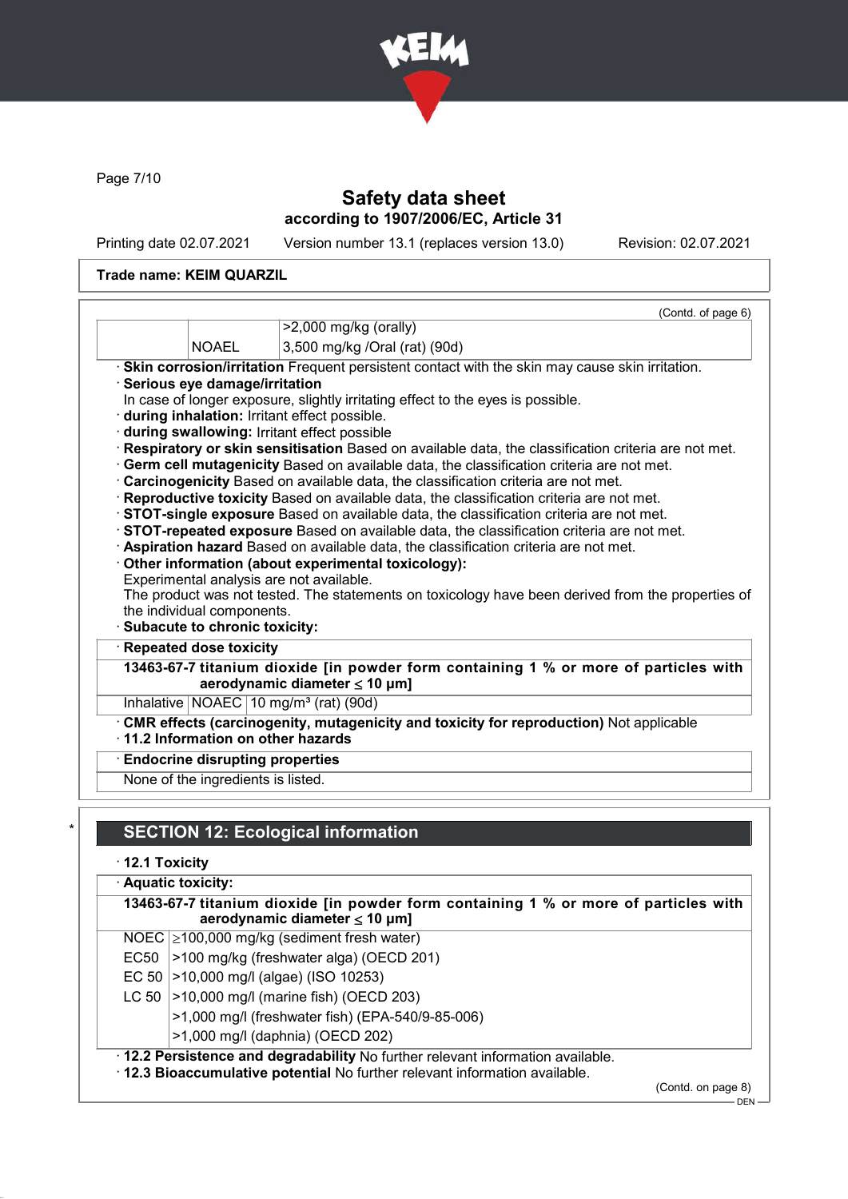# Safety data sheet

## according to 1907/2006/EC, Article 31

Printing date 02.07.2021 Version number 13.1 (replaces version 13.0) Revision: 02.07.2021

**Trade name: KEIM QUARZIL**

(Contd. of page 6)

| | | |
|---|---|---|
| | | >2,000 mg/kg (orally) |
| | NOAEL | 3,500 mg/kg /Oral (rat) (90d) |

· **Skin corrosion/irritation** Frequent persistent contact with the skin may cause skin irritation.
· **Serious eye damage/irritation**
In case of longer exposure, slightly irritating effect to the eyes is possible.
· **during inhalation:** Irritant effect possible.
· **during swallowing:** Irritant effect possible
· **Respiratory or skin sensitisation** Based on available data, the classification criteria are not met.
· **Germ cell mutagenicity** Based on available data, the classification criteria are not met.
· **Carcinogenicity** Based on available data, the classification criteria are not met.
· **Reproductive toxicity** Based on available data, the classification criteria are not met.
· **STOT-single exposure** Based on available data, the classification criteria are not met.
· **STOT-repeated exposure** Based on available data, the classification criteria are not met.
· **Aspiration hazard** Based on available data, the classification criteria are not met.
· **Other information (about experimental toxicology):**
Experimental analysis are not available.
The product was not tested. The statements on toxicology have been derived from the properties of the individual components.
· **Subacute to chronic toxicity:**

· **Repeated dose toxicity**

**13463-67-7 titanium dioxide [in powder form containing 1 % or more of particles with aerodynamic diameter ≤ 10 μm]**

| | | |
|---|---|---|
| Inhalative | NOAEC | 10 mg/m³ (rat) (90d) |

· **CMR effects (carcinogenity, mutagenicity and toxicity for reproduction)** Not applicable
· **11.2 Information on other hazards**

· **Endocrine disrupting properties**

None of the ingredients is listed.

## SECTION 12: Ecological information

· **12.1 Toxicity**

· **Aquatic toxicity:**

**13463-67-7 titanium dioxide [in powder form containing 1 % or more of particles with aerodynamic diameter ≤ 10 μm]**

| | |
|---|---|
| NOEC | ≥100,000 mg/kg (sediment fresh water) |
| EC50 | >100 mg/kg (freshwater alga) (OECD 201) |
| EC 50 | >10,000 mg/l (algae) (ISO 10253) |
| LC 50 | >10,000 mg/l (marine fish) (OECD 203) |
| | >1,000 mg/l (freshwater fish) (EPA-540/9-85-006) |
| | >1,000 mg/l (daphnia) (OECD 202) |

· **12.2 Persistence and degradability** No further relevant information available.
· **12.3 Bioaccumulative potential** No further relevant information available.

(Contd. on page 8)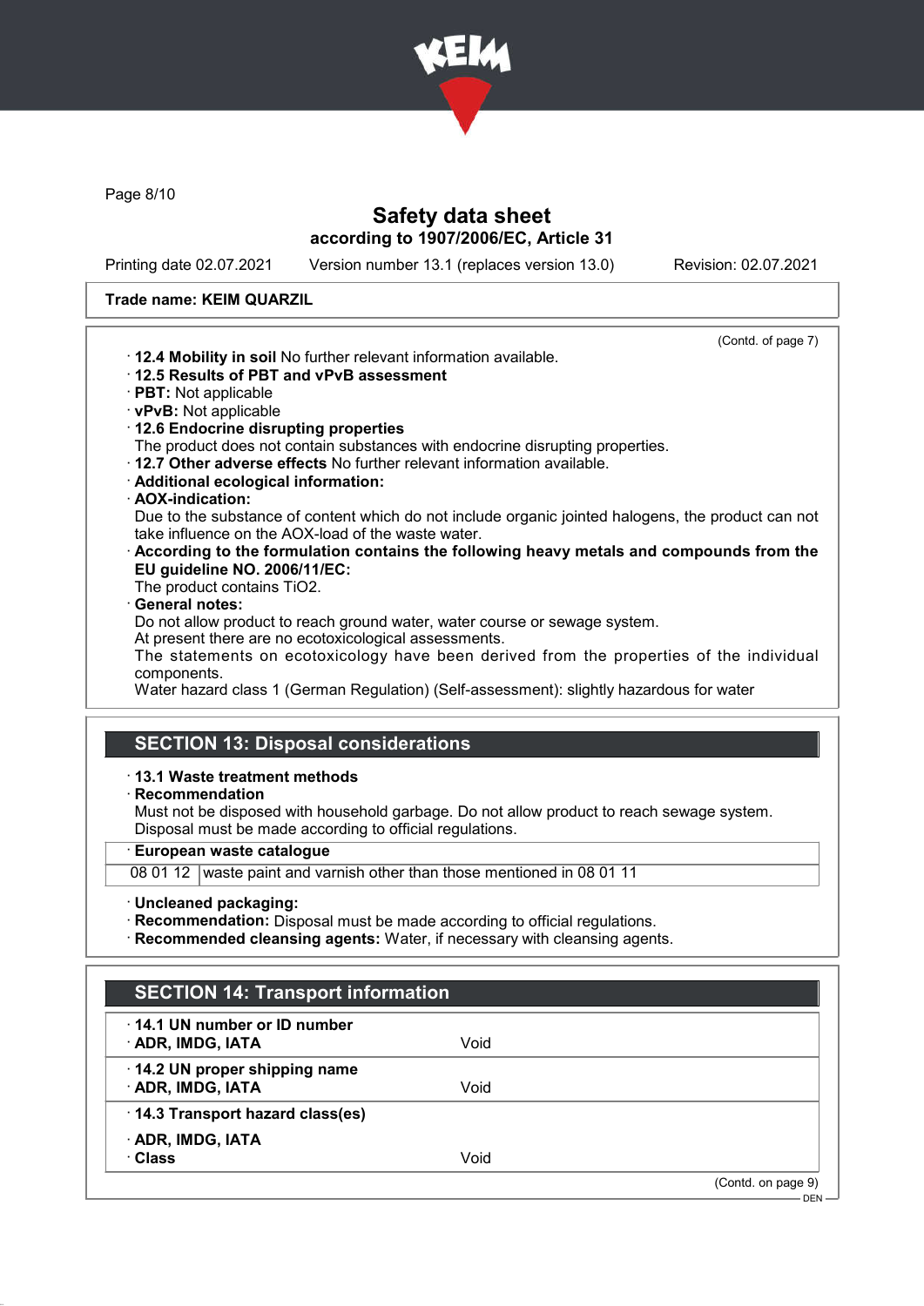**Trade name: KEIM QUARZIL**

(Contd. of page 7)

- **12.4 Mobility in soil** No further relevant information available.
- **12.5 Results of PBT and vPvB assessment**
- **PBT:** Not applicable
- **vPvB:** Not applicable
- **12.6 Endocrine disrupting properties**
  The product does not contain substances with endocrine disrupting properties.
- **12.7 Other adverse effects** No further relevant information available.
- **Additional ecological information:**
- **AOX-indication:**
  Due to the substance of content which do not include organic jointed halogens, the product can not take influence on the AOX-load of the waste water.
- **According to the formulation contains the following heavy metals and compounds from the EU guideline NO. 2006/11/EC:**
  The product contains $TiO_2$.
- **General notes:**
  Do not allow product to reach ground water, water course or sewage system.
  At present there are no ecotoxicological assessments.
  The statements on ecotoxicology have been derived from the properties of the individual components.
  Water hazard class 1 (German Regulation) (Self-assessment): slightly hazardous for water

## SECTION 13: Disposal considerations

- **13.1 Waste treatment methods**
- **Recommendation**
  Must not be disposed with household garbage. Do not allow product to reach sewage system.
  Disposal must be made according to official regulations.

| European waste catalogue | |
|---|---|
| 08 01 12 | waste paint and varnish other than those mentioned in 08 01 11 |

- **Uncleaned packaging:**
- **Recommendation:** Disposal must be made according to official regulations.
- **Recommended cleansing agents:** Water, if necessary with cleansing agents.

## SECTION 14: Transport information

| | |
|---|---|
| **14.1 UN number or ID number** | |
| **ADR, IMDG, IATA** | Void |
| **14.2 UN proper shipping name** | |
| **ADR, IMDG, IATA** | Void |
| **14.3 Transport hazard class(es)** | |
| **ADR, IMDG, IATA** | |
| **Class** | Void |

(Contd. on page 9)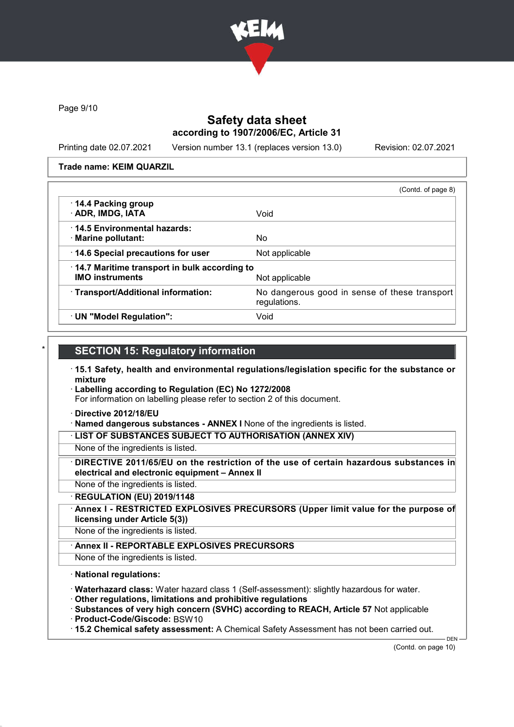Trade name: KEIM QUARZIL

(Contd. of page 8)

| | |
|---|---|
| · **14.4 Packing group** · **ADR, IMDG, IATA** | Void |
| · **14.5 Environmental hazards:** · **Marine pollutant:** | No |
| · **14.6 Special precautions for user** | Not applicable |
| · **14.7 Maritime transport in bulk according to IMO instruments** | Not applicable |
| · **Transport/Additional information:** | No dangerous good in sense of these transport regulations. |
| · **UN "Model Regulation":** | Void |

## SECTION 15: Regulatory information

· **15.1 Safety, health and environmental regulations/legislation specific for the substance or mixture**
· **Labelling according to Regulation (EC) No 1272/2008**
For information on labelling please refer to section 2 of this document.

· **Directive 2012/18/EU**
· **Named dangerous substances - ANNEX I** None of the ingredients is listed.

· **LIST OF SUBSTANCES SUBJECT TO AUTHORISATION (ANNEX XIV)**
None of the ingredients is listed.

· **DIRECTIVE 2011/65/EU on the restriction of the use of certain hazardous substances in electrical and electronic equipment – Annex II**
None of the ingredients is listed.

· **REGULATION (EU) 2019/1148**

· **Annex I - RESTRICTED EXPLOSIVES PRECURSORS (Upper limit value for the purpose of licensing under Article 5(3))**
None of the ingredients is listed.

· **Annex II - REPORTABLE EXPLOSIVES PRECURSORS**
None of the ingredients is listed.

· **National regulations:**

· **Waterhazard class:** Water hazard class 1 (Self-assessment): slightly hazardous for water.
· **Other regulations, limitations and prohibitive regulations**
· **Substances of very high concern (SVHC) according to REACH, Article 57** Not applicable
· **Product-Code/Giscode:** BSW10
· **15.2 Chemical safety assessment:** A Chemical Safety Assessment has not been carried out.

(Contd. on page 10)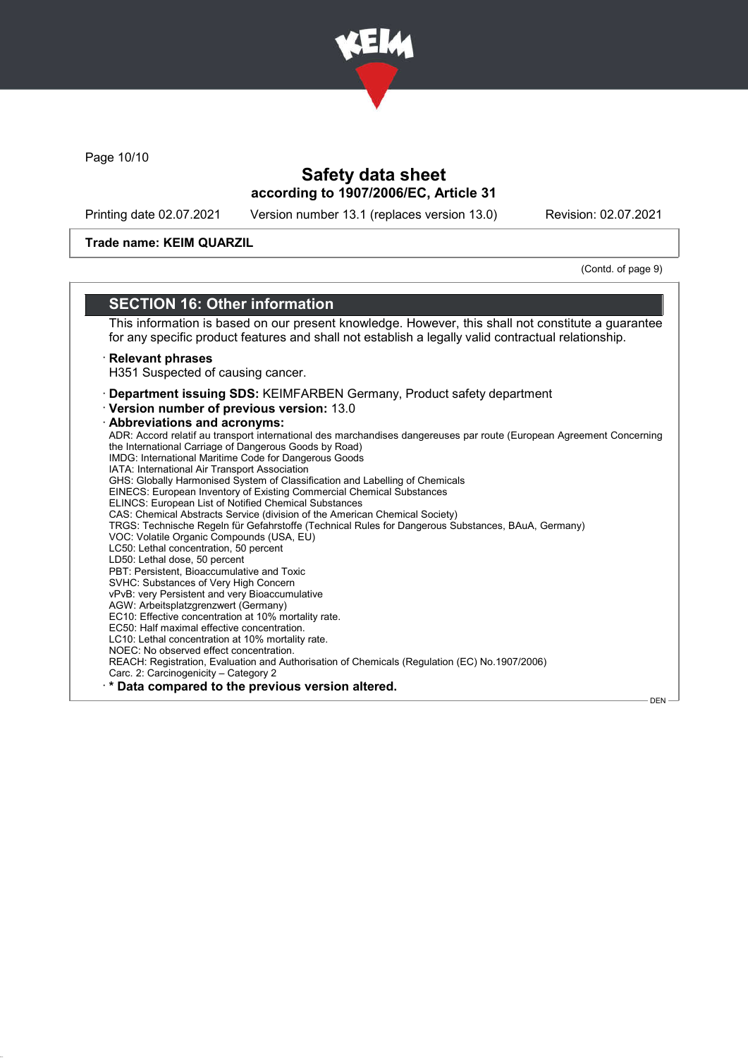# Safety data sheet
## according to 1907/2006/EC, Article 31

Printing date 02.07.2021 Version number 13.1 (replaces version 13.0) Revision: 02.07.2021

**Trade name: KEIM QUARZIL**

(Contd. of page 9)

## SECTION 16: Other information

This information is based on our present knowledge. However, this shall not constitute a guarantee for any specific product features and shall not establish a legally valid contractual relationship.

· **Relevant phrases**
H351 Suspected of causing cancer.

· **Department issuing SDS:** KEIMFARBEN Germany, Product safety department
· **Version number of previous version:** 13.0
· **Abbreviations and acronyms:**
ADR: Accord relatif au transport international des marchandises dangereuses par route (European Agreement Concerning the International Carriage of Dangerous Goods by Road)
IMDG: International Maritime Code for Dangerous Goods
IATA: International Air Transport Association
GHS: Globally Harmonised System of Classification and Labelling of Chemicals
EINECS: European Inventory of Existing Commercial Chemical Substances
ELINCS: European List of Notified Chemical Substances
CAS: Chemical Abstracts Service (division of the American Chemical Society)
TRGS: Technische Regeln für Gefahrstoffe (Technical Rules for Dangerous Substances, BAuA, Germany)
VOC: Volatile Organic Compounds (USA, EU)
LC50: Lethal concentration, 50 percent
LD50: Lethal dose, 50 percent
PBT: Persistent, Bioaccumulative and Toxic
SVHC: Substances of Very High Concern
vPvB: very Persistent and very Bioaccumulative
AGW: Arbeitsplatzgrenzwert (Germany)
EC10: Effective concentration at 10% mortality rate.
EC50: Half maximal effective concentration.
LC10: Lethal concentration at 10% mortality rate.
NOEC: No observed effect concentration.
REACH: Registration, Evaluation and Authorisation of Chemicals (Regulation (EC) No.1907/2006)
Carc. 2: Carcinogenicity – Category 2

· **\* Data compared to the previous version altered.**

DEN